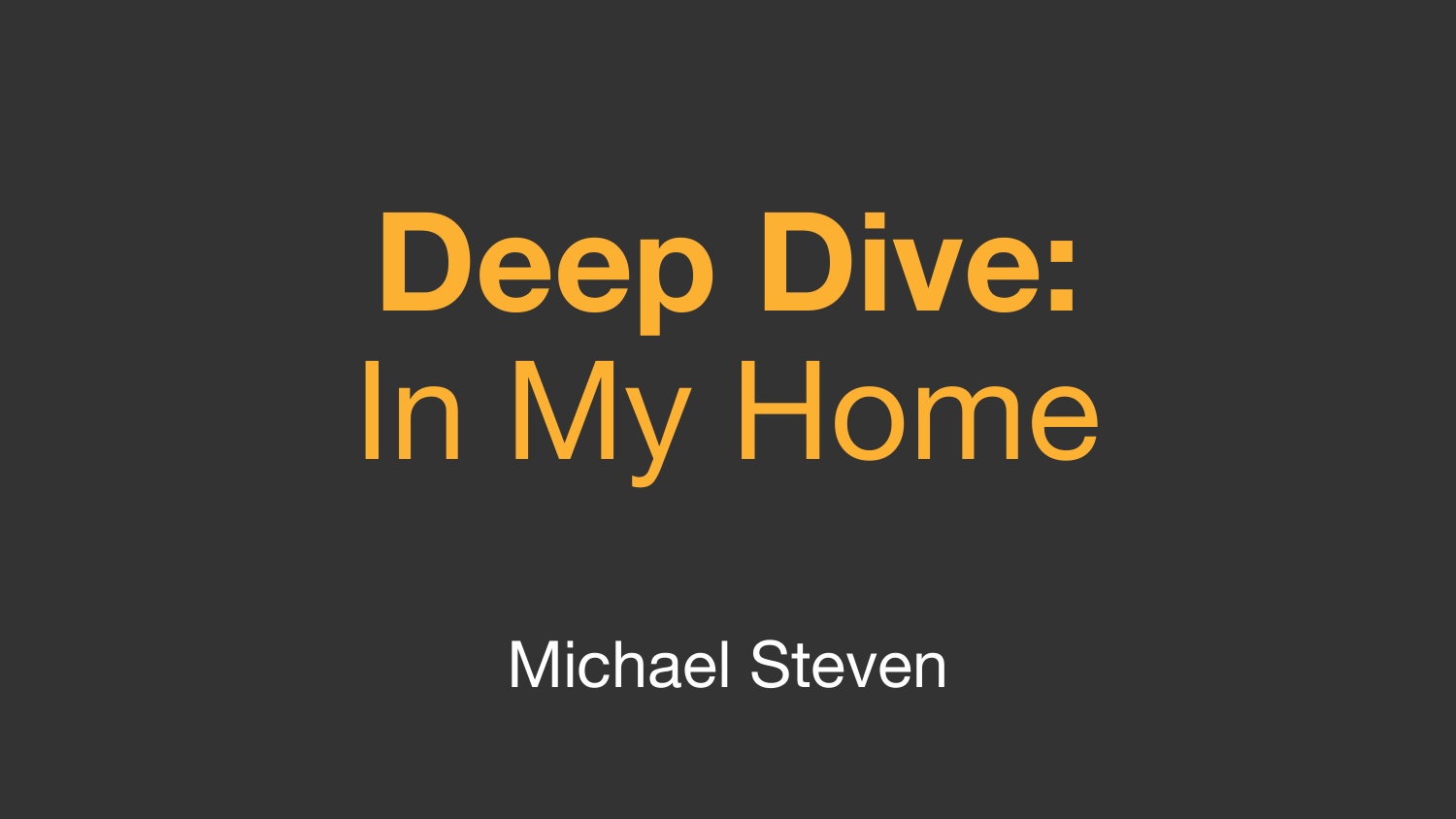# **Deep Dive:**
# In My Home

Michael Steven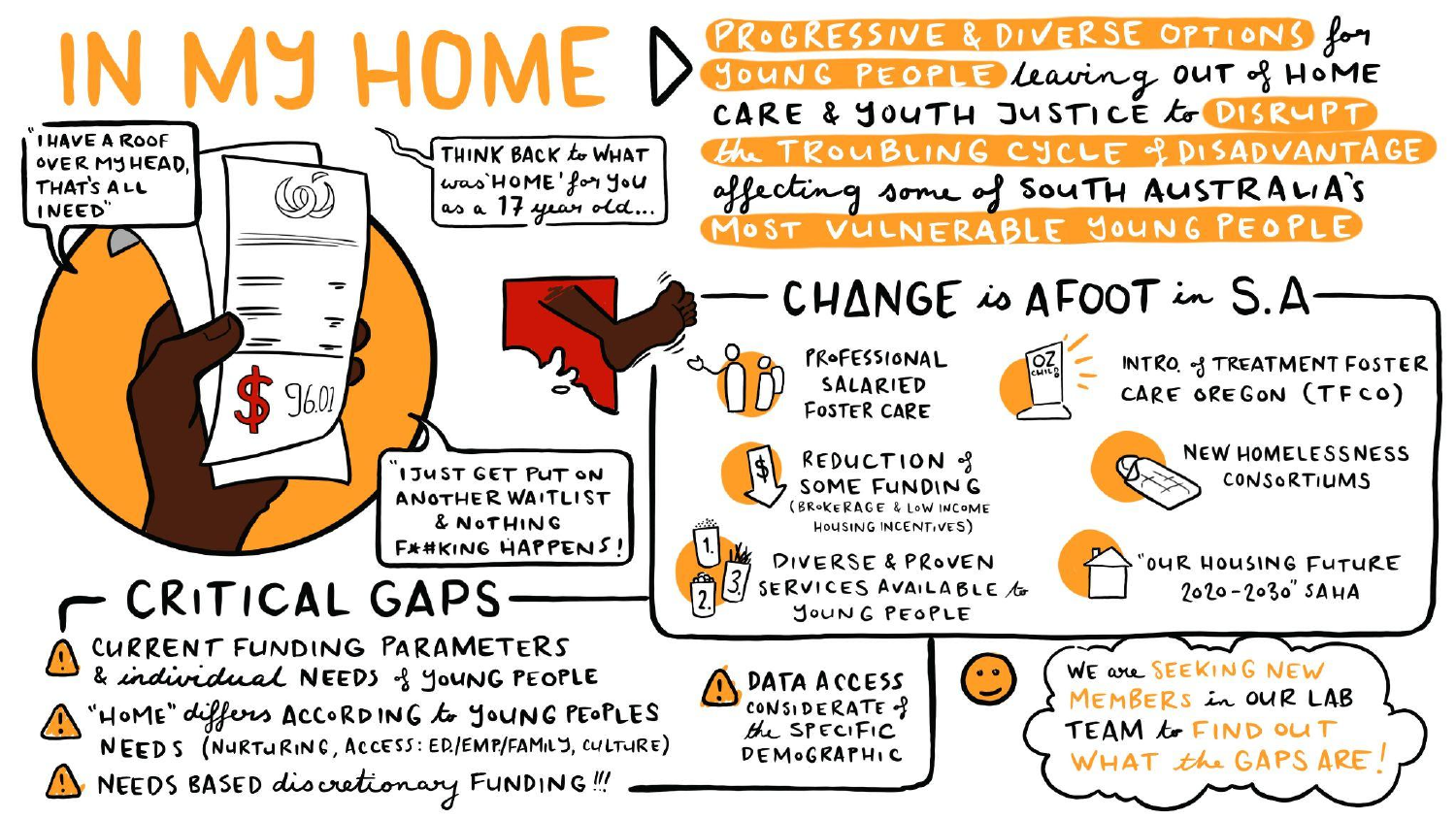# IN MY HOME

**PROGRESSIVE & DIVERSE OPTIONS** for **YOUNG PEOPLE** leaving OUT of HOME CARE & YOUTH JUSTICE to **DISRUPT the TROUBLING CYCLE of DISADVANTAGE** affecting some of SOUTH AUSTRALIA'S **MOST VULNERABLE YOUNG PEOPLE**

"I HAVE A ROOF OVER MY HEAD, THAT'S ALL I NEED"

THINK BACK to WHAT was 'HOME' for YOU as a 17 year old...

$ 96.01

"I JUST GET PUT ON ANOTHER WAITLIST & NOTHING F*#KING HAPPENS!"

## CHANGE is AFOOT in S.A

- PROFESSIONAL SALARIED FOSTER CARE
- INTRO. of TREATMENT FOSTER CARE OREGON (TFCO)
- REDUCTION of SOME FUNDING (BROKERAGE & LOW INCOME HOUSING INCENTIVES)
- NEW HOMELESSNESS CONSORTIUMS
- DIVERSE & PROVEN SERVICES AVAILABLE to YOUNG PEOPLE
- "OUR HOUSING FUTURE 2020-2030" SAHA

## CRITICAL GAPS

- ⚠ CURRENT FUNDING PARAMETERS & individual NEEDS of YOUNG PEOPLE
- ⚠ "HOME" differs ACCORDING to YOUNG PEOPLES NEEDS (NURTURING, ACCESS: ED/EMP/FAMILY, CULTURE)
- ⚠ NEEDS BASED discretionary FUNDING!!!
- ⚠ DATA ACCESS CONSIDERATE of the SPECIFIC DEMOGRAPHIC

WE are SEEKING NEW MEMBERS in OUR LAB TEAM to FIND OUT WHAT the GAPS ARE!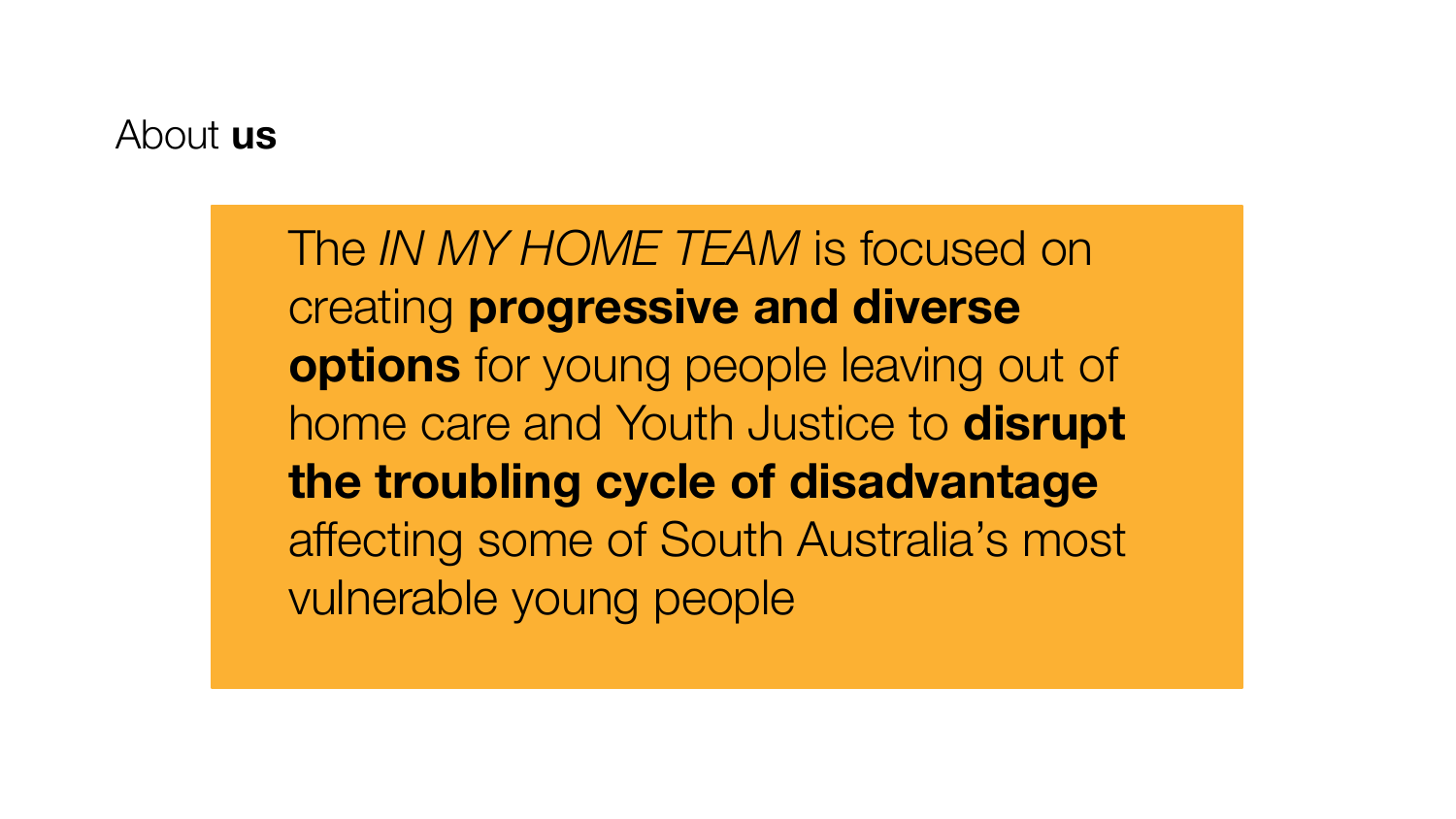# About **us**

The *IN MY HOME TEAM* is focused on creating **progressive and diverse options** for young people leaving out of home care and Youth Justice to **disrupt the troubling cycle of disadvantage** affecting some of South Australia's most vulnerable young people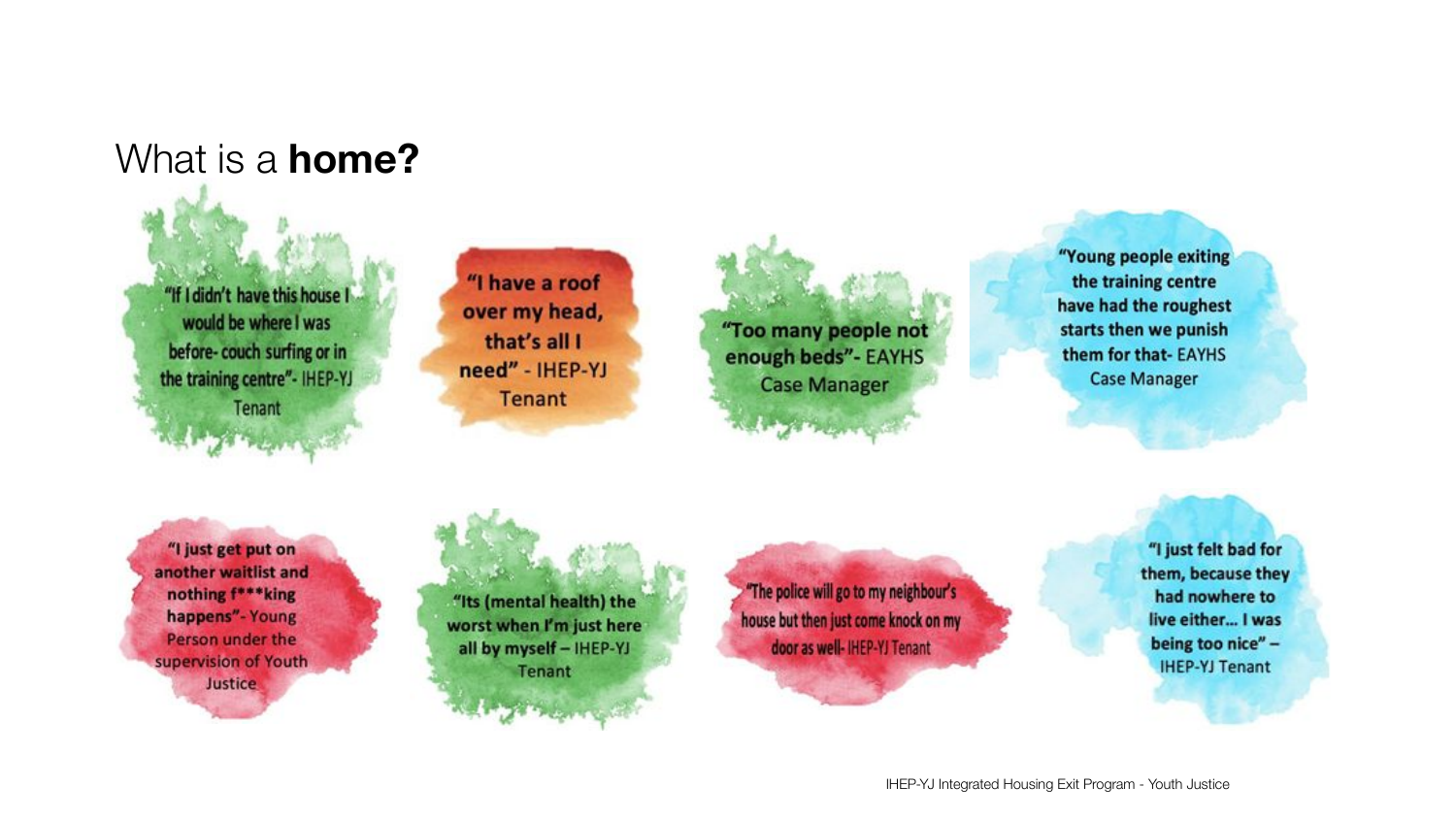# What is a **home?**

"If I didn't have this house I would be where I was before- couch surfing or in the training centre"- IHEP-YJ Tenant

**"I have a roof over my head, that's all I need"** - IHEP-YJ Tenant

**"Too many people not enough beds"- EAYHS** Case Manager

**"Young people exiting the training centre have had the roughest starts then we punish them for that- EAYHS** Case Manager

**"I just get put on another waitlist and nothing f\*\*\*king happens"-** Young Person under the supervision of Youth Justice

**"Its (mental health) the worst when I'm just here all by myself –** IHEP-YJ Tenant

"The police will go to my neighbour's house but then just come knock on my door as well- IHEP-YJ Tenant

**"I just felt bad for them, because they had nowhere to live either... I was being too nice" –** IHEP-YJ Tenant

IHEP-YJ Integrated Housing Exit Program - Youth Justice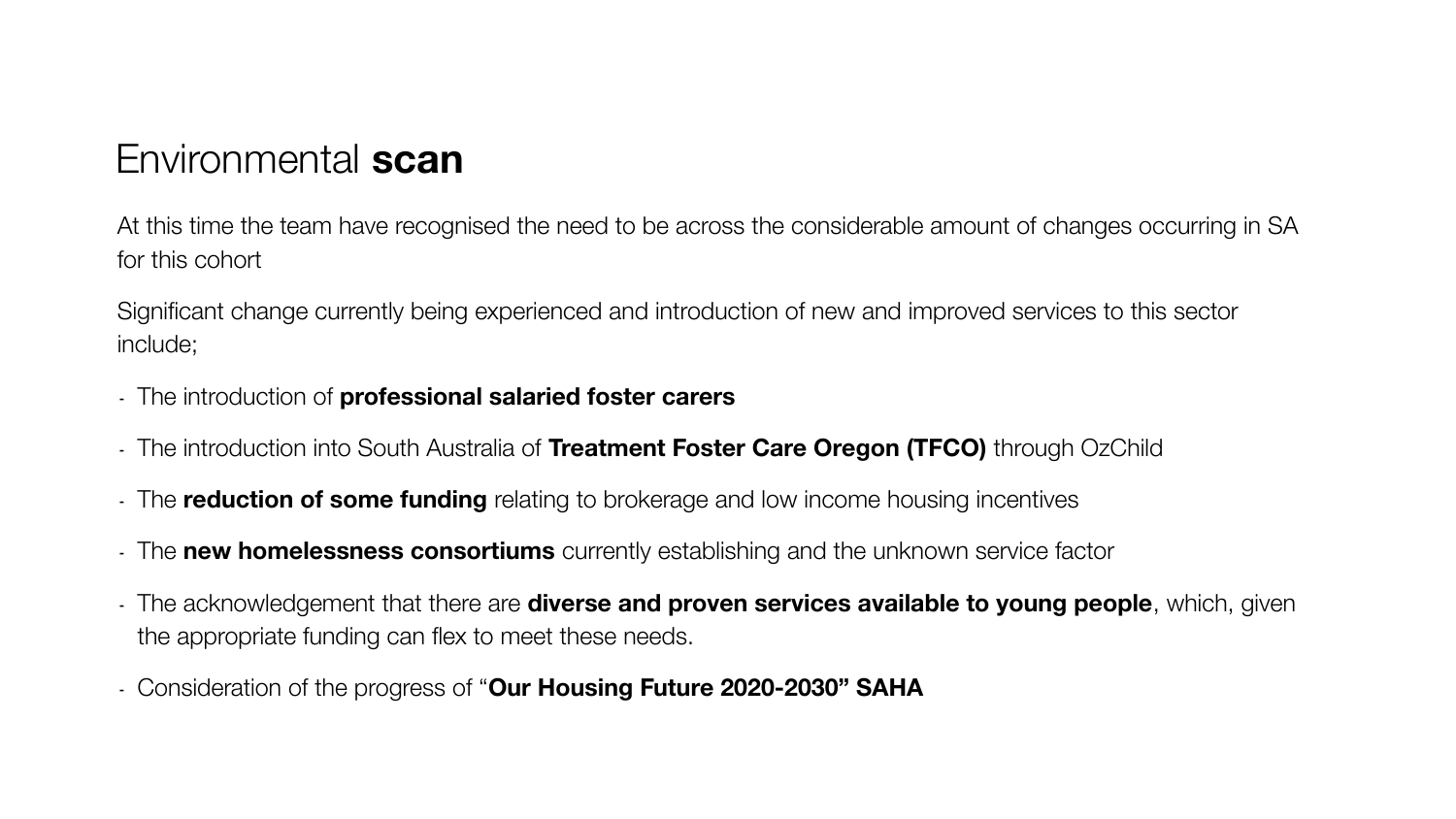# Environmental **scan**

At this time the team have recognised the need to be across the considerable amount of changes occurring in SA for this cohort

Significant change currently being experienced and introduction of new and improved services to this sector include;

- The introduction of **professional salaried foster carers**
- The introduction into South Australia of **Treatment Foster Care Oregon (TFCO)** through OzChild
- The **reduction of some funding** relating to brokerage and low income housing incentives
- The **new homelessness consortiums** currently establishing and the unknown service factor
- The acknowledgement that there are **diverse and proven services available to young people**, which, given the appropriate funding can flex to meet these needs.
- Consideration of the progress of "**Our Housing Future 2020-2030" SAHA**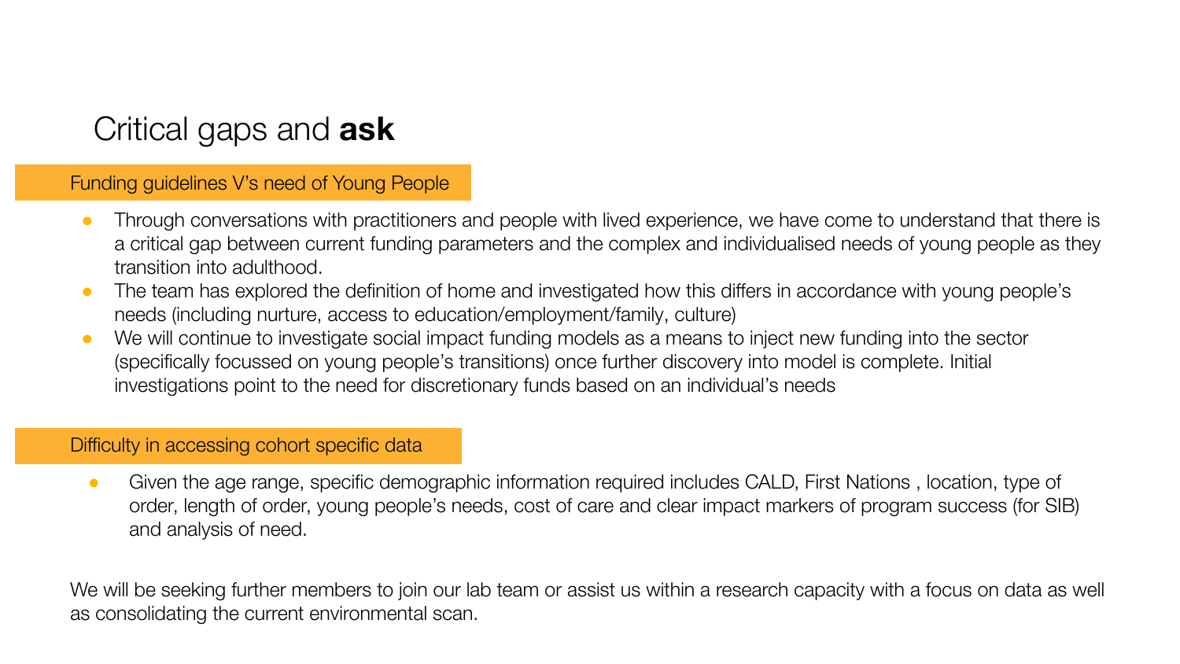# Critical gaps and **ask**

## Funding guidelines V's need of Young People

- Through conversations with practitioners and people with lived experience, we have come to understand that there is a critical gap between current funding parameters and the complex and individualised needs of young people as they transition into adulthood.
- The team has explored the definition of home and investigated how this differs in accordance with young people's needs (including nurture, access to education/employment/family, culture)
- We will continue to investigate social impact funding models as a means to inject new funding into the sector (specifically focussed on young people's transitions) once further discovery into model is complete. Initial investigations point to the need for discretionary funds based on an individual's needs

## Difficulty in accessing cohort specific data

- Given the age range, specific demographic information required includes CALD, First Nations , location, type of order, length of order, young people's needs, cost of care and clear impact markers of program success (for SIB) and analysis of need.

We will be seeking further members to join our lab team or assist us within a research capacity with a focus on data as well as consolidating the current environmental scan.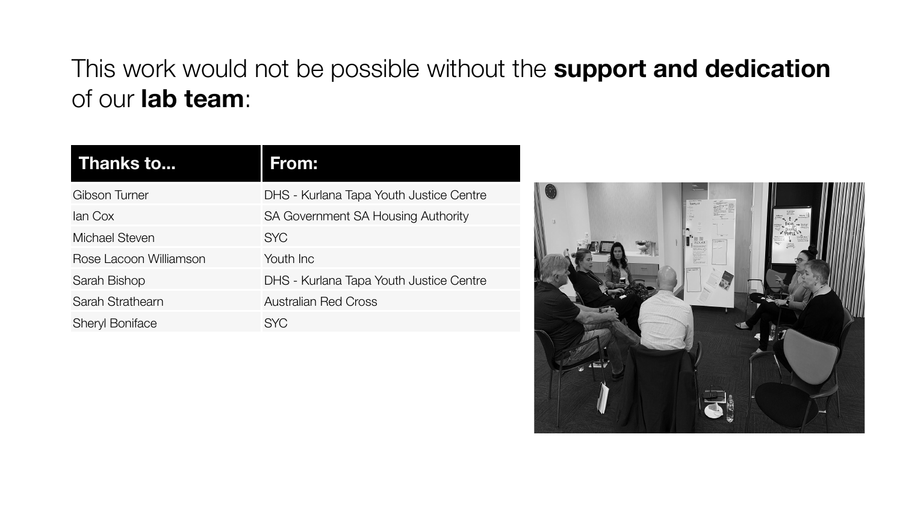This work would not be possible without the **support and dedication** of our **lab team**:

| Thanks to... | From: |
| --- | --- |
| Gibson Turner | DHS - Kurlana Tapa Youth Justice Centre |
| Ian Cox | SA Government SA Housing Authority |
| Michael Steven | SYC |
| Rose Lacoon Williamson | Youth Inc |
| Sarah Bishop | DHS - Kurlana Tapa Youth Justice Centre |
| Sarah Strathearn | Australian Red Cross |
| Sheryl Boniface | SYC |